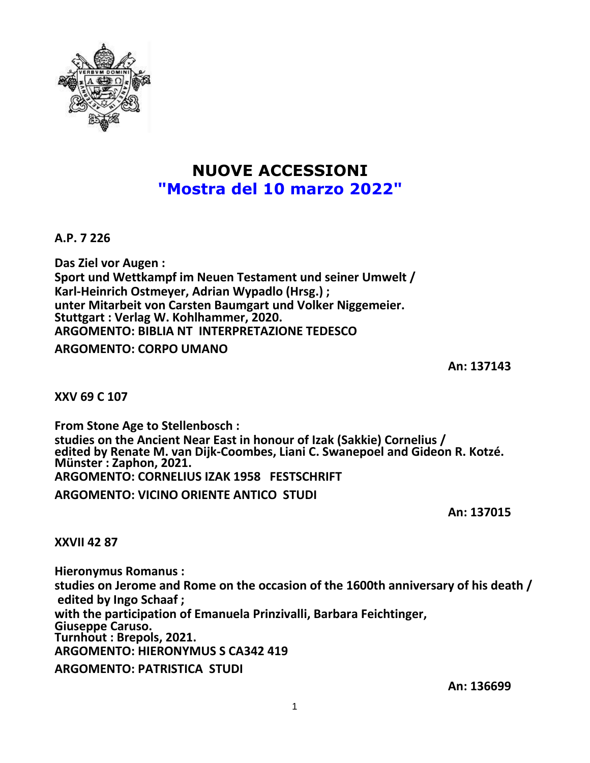# NUOVE ACCESSIONI
## "Mostra del 10 marzo 2022"

**A.P. 7 226**

**Das Ziel vor Augen :**
**Sport und Wettkampf im Neuen Testament und seiner Umwelt /**
**Karl-Heinrich Ostmeyer, Adrian Wypadlo (Hrsg.) ;**
**unter Mitarbeit von Carsten Baumgart und Volker Niggemeier.**
**Stuttgart : Verlag W. Kohlhammer, 2020.**
**ARGOMENTO: BIBLIA NT  INTERPRETAZIONE TEDESCO**
**ARGOMENTO: CORPO UMANO**

**An: 137143**

**XXV 69 C 107**

**From Stone Age to Stellenbosch :**
**studies on the Ancient Near East in honour of Izak (Sakkie) Cornelius /**
**edited by Renate M. van Dijk-Coombes, Liani C. Swanepoel and Gideon R. Kotzé.**
**Münster : Zaphon, 2021.**
**ARGOMENTO: CORNELIUS IZAK 1958   FESTSCHRIFT**
**ARGOMENTO: VICINO ORIENTE ANTICO  STUDI**

**An: 137015**

**XXVII 42 87**

**Hieronymus Romanus :**
**studies on Jerome and Rome on the occasion of the 1600th anniversary of his death /**
**edited by Ingo Schaaf ;**
**with the participation of Emanuela Prinzivalli, Barbara Feichtinger,**
**Giuseppe Caruso.**
**Turnhout : Brepols, 2021.**
**ARGOMENTO: HIERONYMUS S CA342 419**
**ARGOMENTO: PATRISTICA  STUDI**

**An: 136699**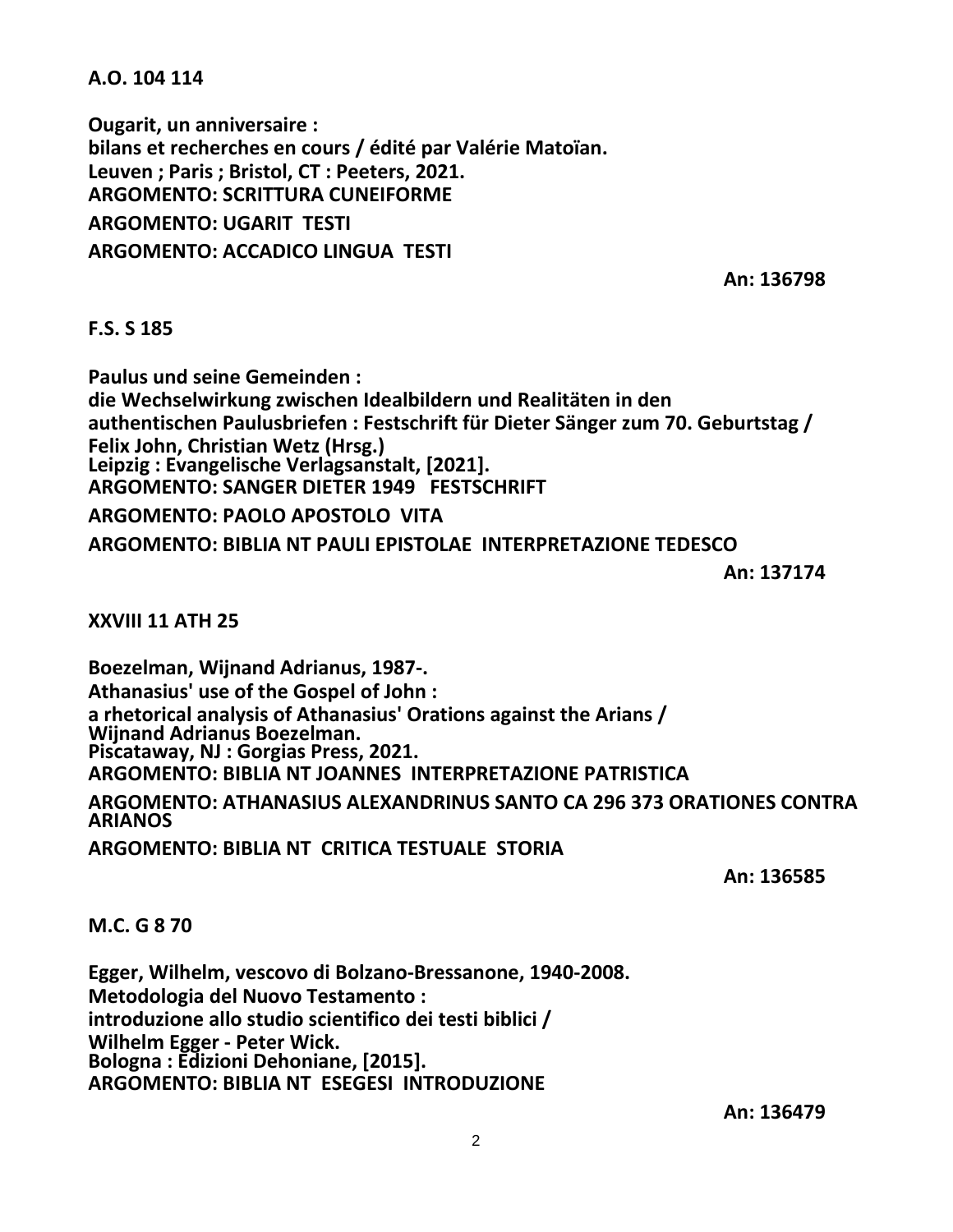**A.O. 104 114**

**Ougarit, un anniversaire :**
**bilans et recherches en cours / édité par Valérie Matoïan.**
**Leuven ; Paris ; Bristol, CT : Peeters, 2021.**
**ARGOMENTO: SCRITTURA CUNEIFORME**

**ARGOMENTO: UGARIT TESTI**

**ARGOMENTO: ACCADICO LINGUA TESTI**

**An: 136798**

**F.S. S 185**

**Paulus und seine Gemeinden :**
**die Wechselwirkung zwischen Idealbildern und Realitäten in den authentischen Paulusbriefen : Festschrift für Dieter Sänger zum 70. Geburtstag / Felix John, Christian Wetz (Hrsg.)**
**Leipzig : Evangelische Verlagsanstalt, [2021].**
**ARGOMENTO: SANGER DIETER 1949 FESTSCHRIFT**

**ARGOMENTO: PAOLO APOSTOLO VITA**

**ARGOMENTO: BIBLIA NT PAULI EPISTOLAE INTERPRETAZIONE TEDESCO**

**An: 137174**

**XXVIII 11 ATH 25**

**Boezelman, Wijnand Adrianus, 1987-.**
**Athanasius' use of the Gospel of John :**
**a rhetorical analysis of Athanasius' Orations against the Arians / Wijnand Adrianus Boezelman.**
**Piscataway, NJ : Gorgias Press, 2021.**
**ARGOMENTO: BIBLIA NT JOANNES INTERPRETAZIONE PATRISTICA**

**ARGOMENTO: ATHANASIUS ALEXANDRINUS SANTO CA 296 373 ORATIONES CONTRA ARIANOS**

**ARGOMENTO: BIBLIA NT CRITICA TESTUALE STORIA**

**An: 136585**

**M.C. G 8 70**

**Egger, Wilhelm, vescovo di Bolzano-Bressanone, 1940-2008.**
**Metodologia del Nuovo Testamento :**
**introduzione allo studio scientifico dei testi biblici / Wilhelm Egger - Peter Wick.**
**Bologna : Edizioni Dehoniane, [2015].**
**ARGOMENTO: BIBLIA NT ESEGESI INTRODUZIONE**

**An: 136479**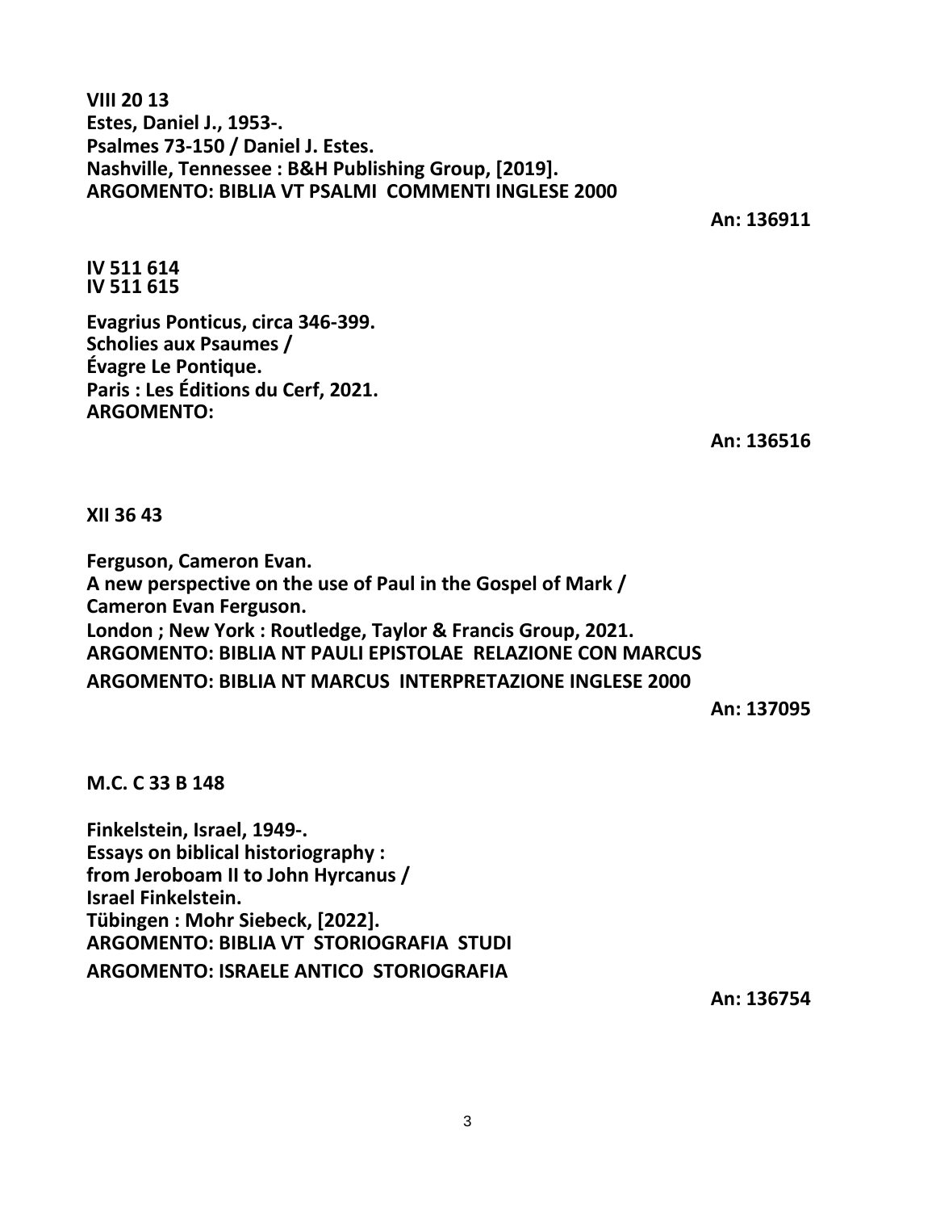**VIII 20 13**
**Estes, Daniel J., 1953-.**
**Psalmes 73-150 / Daniel J. Estes.**
**Nashville, Tennessee : B&H Publishing Group, [2019].**
**ARGOMENTO: BIBLIA VT PSALMI COMMENTI INGLESE 2000**

**An: 136911**

**IV 511 614**
**IV 511 615**

**Evagrius Ponticus, circa 346-399.**
**Scholies aux Psaumes /**
**Évagre Le Pontique.**
**Paris : Les Éditions du Cerf, 2021.**
**ARGOMENTO:**

**An: 136516**

**XII 36 43**

**Ferguson, Cameron Evan.**
**A new perspective on the use of Paul in the Gospel of Mark /**
**Cameron Evan Ferguson.**
**London ; New York : Routledge, Taylor & Francis Group, 2021.**
**ARGOMENTO: BIBLIA NT PAULI EPISTOLAE RELAZIONE CON MARCUS**
**ARGOMENTO: BIBLIA NT MARCUS INTERPRETAZIONE INGLESE 2000**

**An: 137095**

**M.C. C 33 B 148**

**Finkelstein, Israel, 1949-.**
**Essays on biblical historiography :**
**from Jeroboam II to John Hyrcanus /**
**Israel Finkelstein.**
**Tübingen : Mohr Siebeck, [2022].**
**ARGOMENTO: BIBLIA VT STORIOGRAFIA STUDI**
**ARGOMENTO: ISRAELE ANTICO STORIOGRAFIA**

**An: 136754**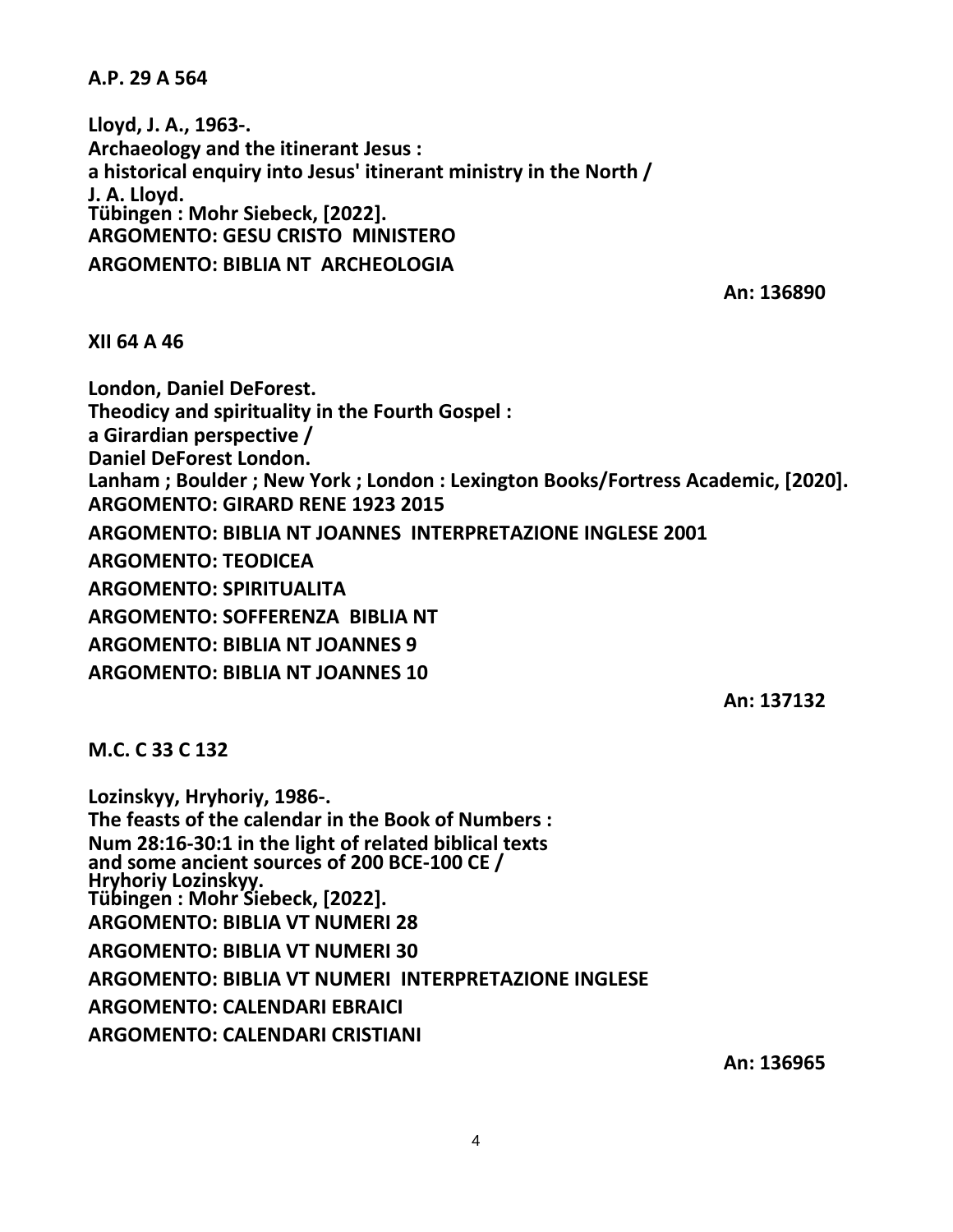**A.P. 29 A 564**

**Lloyd, J. A., 1963-.**
**Archaeology and the itinerant Jesus :**
**a historical enquiry into Jesus' itinerant ministry in the North /**
**J. A. Lloyd.**
**Tübingen : Mohr Siebeck, [2022].**
**ARGOMENTO: GESU CRISTO MINISTERO**
**ARGOMENTO: BIBLIA NT ARCHEOLOGIA**

**An: 136890**

**XII 64 A 46**

**London, Daniel DeForest.**
**Theodicy and spirituality in the Fourth Gospel :**
**a Girardian perspective /**
**Daniel DeForest London.**
**Lanham ; Boulder ; New York ; London : Lexington Books/Fortress Academic, [2020].**
**ARGOMENTO: GIRARD RENE 1923 2015**
**ARGOMENTO: BIBLIA NT JOANNES INTERPRETAZIONE INGLESE 2001**
**ARGOMENTO: TEODICEA**
**ARGOMENTO: SPIRITUALITA**
**ARGOMENTO: SOFFERENZA BIBLIA NT**
**ARGOMENTO: BIBLIA NT JOANNES 9**
**ARGOMENTO: BIBLIA NT JOANNES 10**

**An: 137132**

**M.C. C 33 C 132**

**Lozinskyy, Hryhoriy, 1986-.**
**The feasts of the calendar in the Book of Numbers :**
**Num 28:16-30:1 in the light of related biblical texts**
**and some ancient sources of 200 BCE-100 CE /**
**Hryhoriy Lozinskyy.**
**Tübingen : Mohr Siebeck, [2022].**
**ARGOMENTO: BIBLIA VT NUMERI 28**
**ARGOMENTO: BIBLIA VT NUMERI 30**
**ARGOMENTO: BIBLIA VT NUMERI INTERPRETAZIONE INGLESE**
**ARGOMENTO: CALENDARI EBRAICI**
**ARGOMENTO: CALENDARI CRISTIANI**

**An: 136965**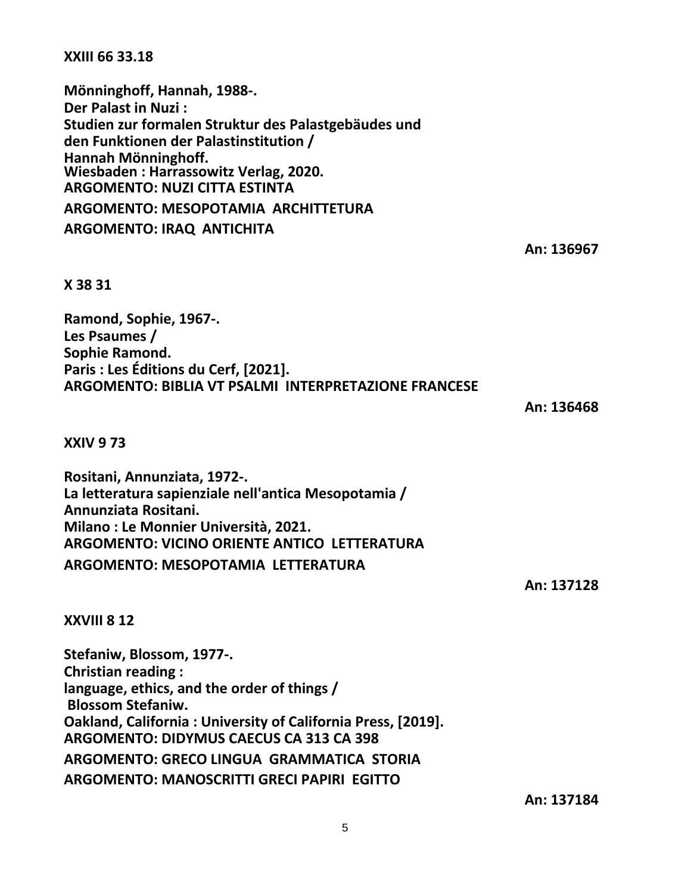**XXIII 66 33.18**

**Mönninghoff, Hannah, 1988-.**
**Der Palast in Nuzi :**
**Studien zur formalen Struktur des Palastgebäudes und den Funktionen der Palastinstitution /**
**Hannah Mönninghoff.**
**Wiesbaden : Harrassowitz Verlag, 2020.**
**ARGOMENTO: NUZI CITTA ESTINTA**
**ARGOMENTO: MESOPOTAMIA ARCHITTETURA**
**ARGOMENTO: IRAQ ANTICHITA**

**An: 136967**

**X 38 31**

**Ramond, Sophie, 1967-.**
**Les Psaumes /**
**Sophie Ramond.**
**Paris : Les Éditions du Cerf, [2021].**
**ARGOMENTO: BIBLIA VT PSALMI INTERPRETAZIONE FRANCESE**

**An: 136468**

**XXIV 9 73**

**Rositani, Annunziata, 1972-.**
**La letteratura sapienziale nell'antica Mesopotamia /**
**Annunziata Rositani.**
**Milano : Le Monnier Università, 2021.**
**ARGOMENTO: VICINO ORIENTE ANTICO LETTERATURA**
**ARGOMENTO: MESOPOTAMIA LETTERATURA**

**An: 137128**

**XXVIII 8 12**

**Stefaniw, Blossom, 1977-.**
**Christian reading :**
**language, ethics, and the order of things /**
**Blossom Stefaniw.**
**Oakland, California : University of California Press, [2019].**
**ARGOMENTO: DIDYMUS CAECUS CA 313 CA 398**
**ARGOMENTO: GRECO LINGUA GRAMMATICA STORIA**
**ARGOMENTO: MANOSCRITTI GRECI PAPIRI EGITTO**

**An: 137184**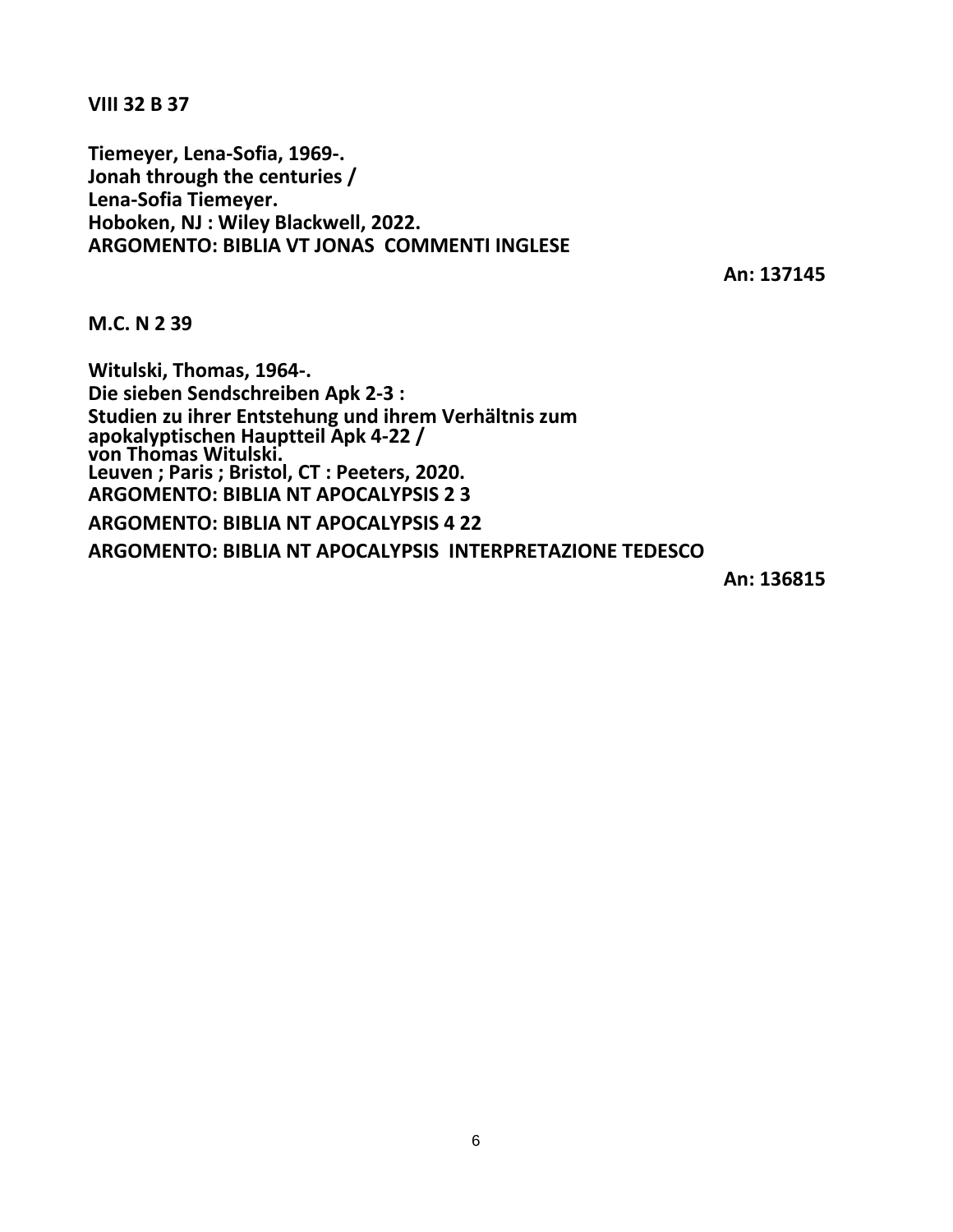**VIII 32 B 37**

**Tiemeyer, Lena-Sofia, 1969-.**
**Jonah through the centuries /**
**Lena-Sofia Tiemeyer.**
**Hoboken, NJ : Wiley Blackwell, 2022.**
**ARGOMENTO: BIBLIA VT JONAS COMMENTI INGLESE**

**An: 137145**

**M.C. N 2 39**

**Witulski, Thomas, 1964-.**
**Die sieben Sendschreiben Apk 2-3 :**
**Studien zu ihrer Entstehung und ihrem Verhältnis zum apokalyptischen Hauptteil Apk 4-22 /**
**von Thomas Witulski.**
**Leuven ; Paris ; Bristol, CT : Peeters, 2020.**
**ARGOMENTO: BIBLIA NT APOCALYPSIS 2 3**

**ARGOMENTO: BIBLIA NT APOCALYPSIS 4 22**

**ARGOMENTO: BIBLIA NT APOCALYPSIS INTERPRETAZIONE TEDESCO**

**An: 136815**